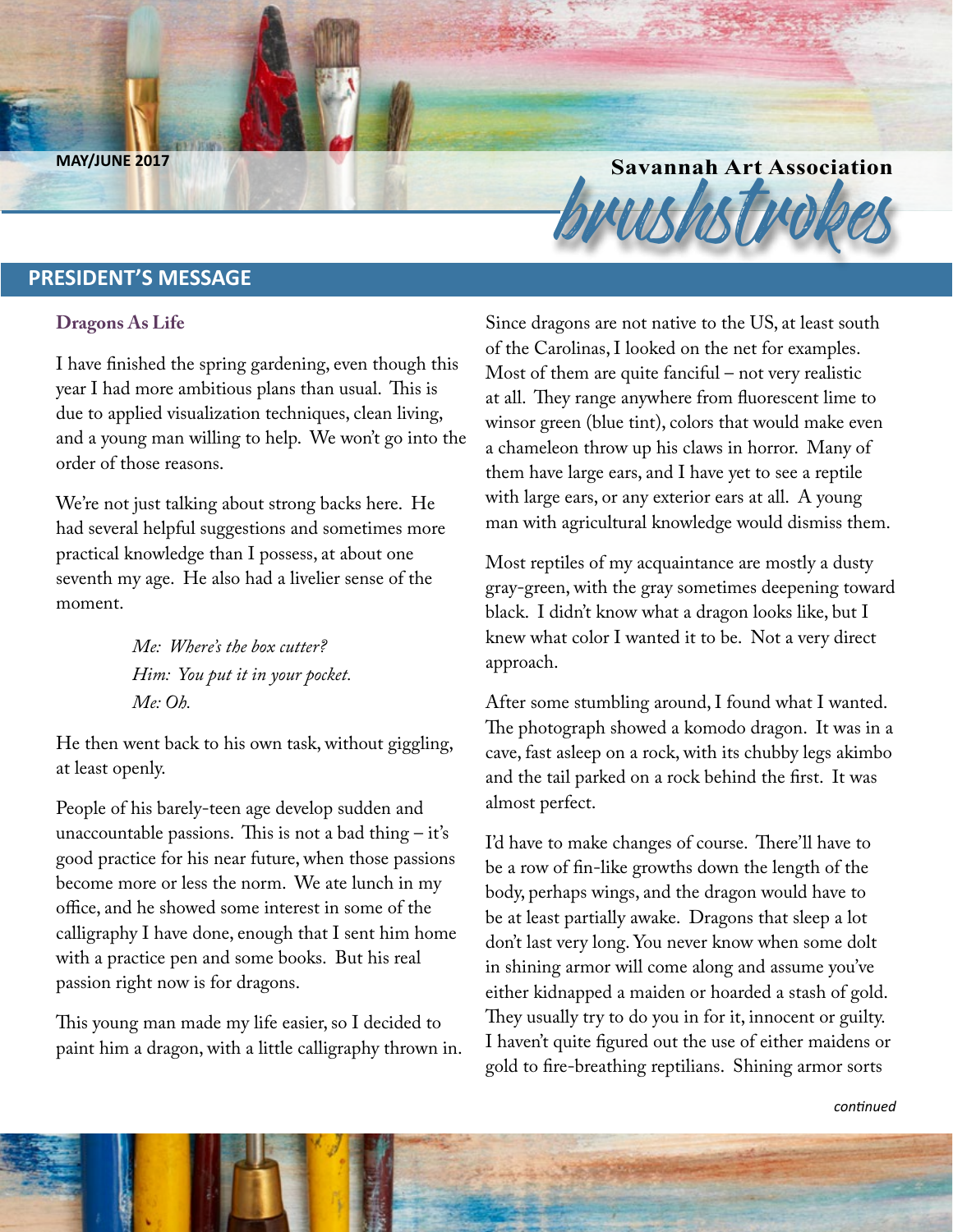MAY/JUNE 2017

Savannah Art Association

# brushstrokes

## PRESIDENT'S MESSAGE

### Dragons As Life

I have finished the spring gardening, even though this year I had more ambitious plans than usual. This is due to applied visualization techniques, clean living, and a young man willing to help. We won't go into the order of those reasons.

We're not just talking about strong backs here. He had several helpful suggestions and sometimes more practical knowledge than I possess, at about one seventh my age. He also had a livelier sense of the moment.

> *Me: Where's the box cutter?*
> *Him: You put it in your pocket.*
> *Me: Oh.*

He then went back to his own task, without giggling, at least openly.

People of his barely-teen age develop sudden and unaccountable passions. This is not a bad thing – it's good practice for his near future, when those passions become more or less the norm. We ate lunch in my office, and he showed some interest in some of the calligraphy I have done, enough that I sent him home with a practice pen and some books. But his real passion right now is for dragons.

This young man made my life easier, so I decided to paint him a dragon, with a little calligraphy thrown in.

Since dragons are not native to the US, at least south of the Carolinas, I looked on the net for examples. Most of them are quite fanciful – not very realistic at all. They range anywhere from fluorescent lime to winsor green (blue tint), colors that would make even a chameleon throw up his claws in horror. Many of them have large ears, and I have yet to see a reptile with large ears, or any exterior ears at all. A young man with agricultural knowledge would dismiss them.

Most reptiles of my acquaintance are mostly a dusty gray-green, with the gray sometimes deepening toward black. I didn't know what a dragon looks like, but I knew what color I wanted it to be. Not a very direct approach.

After some stumbling around, I found what I wanted. The photograph showed a komodo dragon. It was in a cave, fast asleep on a rock, with its chubby legs akimbo and the tail parked on a rock behind the first. It was almost perfect.

I'd have to make changes of course. There'll have to be a row of fin-like growths down the length of the body, perhaps wings, and the dragon would have to be at least partially awake. Dragons that sleep a lot don't last very long. You never know when some dolt in shining armor will come along and assume you've either kidnapped a maiden or hoarded a stash of gold. They usually try to do you in for it, innocent or guilty. I haven't quite figured out the use of either maidens or gold to fire-breathing reptilians. Shining armor sorts

*continued*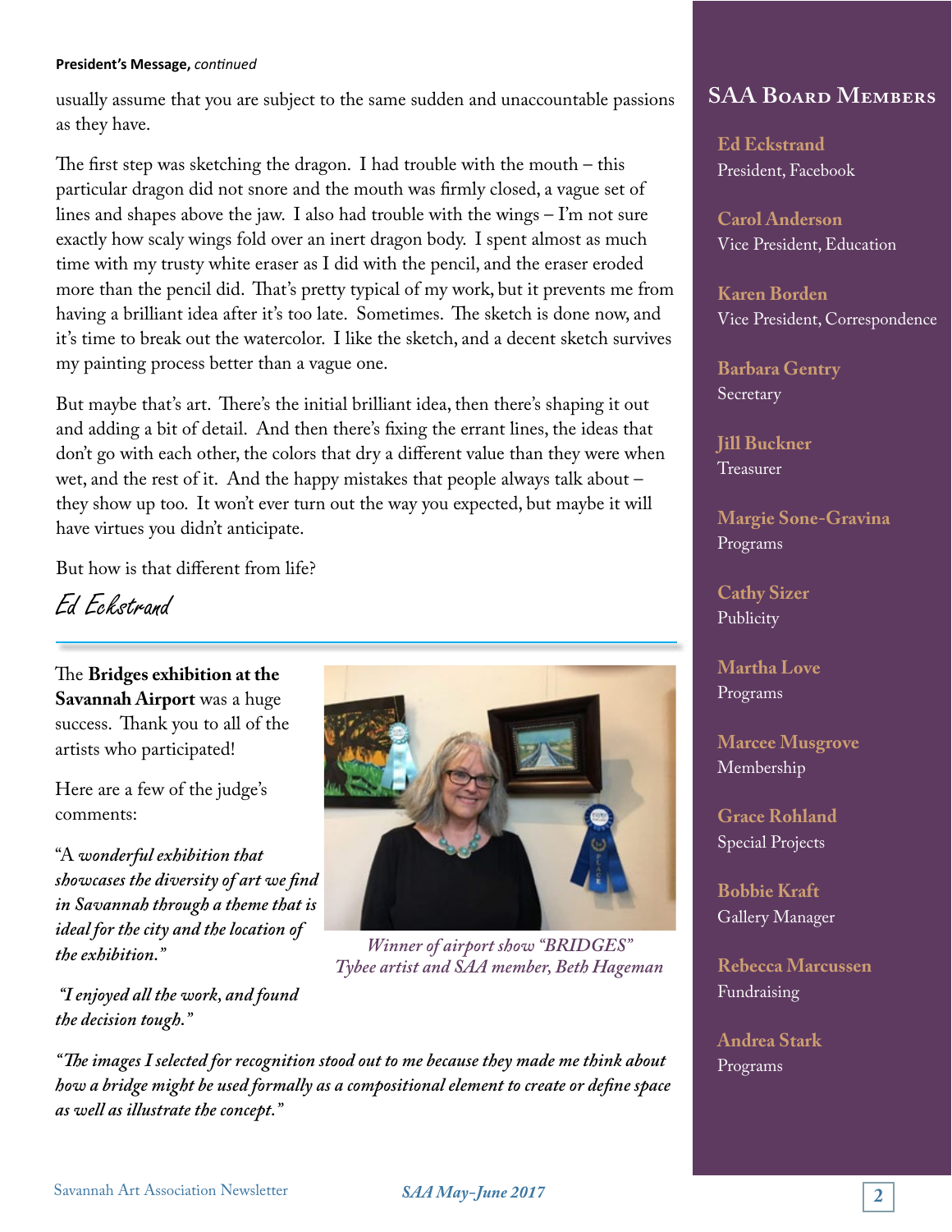**President's Message,** *continued*

usually assume that you are subject to the same sudden and unaccountable passions as they have.

The first step was sketching the dragon. I had trouble with the mouth – this particular dragon did not snore and the mouth was firmly closed, a vague set of lines and shapes above the jaw. I also had trouble with the wings – I'm not sure exactly how scaly wings fold over an inert dragon body. I spent almost as much time with my trusty white eraser as I did with the pencil, and the eraser eroded more than the pencil did. That's pretty typical of my work, but it prevents me from having a brilliant idea after it's too late. Sometimes. The sketch is done now, and it's time to break out the watercolor. I like the sketch, and a decent sketch survives my painting process better than a vague one.

But maybe that's art. There's the initial brilliant idea, then there's shaping it out and adding a bit of detail. And then there's fixing the errant lines, the ideas that don't go with each other, the colors that dry a different value than they were when wet, and the rest of it. And the happy mistakes that people always talk about – they show up too. It won't ever turn out the way you expected, but maybe it will have virtues you didn't anticipate.

But how is that different from life?

*Ed Eckstrand*

---

The **Bridges exhibition at the Savannah Airport** was a huge success. Thank you to all of the artists who participated!

Here are a few of the judge's comments:

"A *wonderful exhibition that showcases the diversity of art we find in Savannah through a theme that is ideal for the city and the location of the exhibition."*

*"I enjoyed all the work, and found the decision tough."*

*Winner of airport show "BRIDGES"*
*Tybee artist and SAA member, Beth Hageman*

*"The images I selected for recognition stood out to me because they made me think about how a bridge might be used formally as a compositional element to create or define space as well as illustrate the concept."*

## SAA Board Members

**Ed Eckstrand**
President, Facebook

**Carol Anderson**
Vice President, Education

**Karen Borden**
Vice President, Correspondence

**Barbara Gentry**
Secretary

**Jill Buckner**
Treasurer

**Margie Sone-Gravina**
Programs

**Cathy Sizer**
Publicity

**Martha Love**
Programs

**Marcee Musgrove**
Membership

**Grace Rohland**
Special Projects

**Bobbie Kraft**
Gallery Manager

**Rebecca Marcussen**
Fundraising

**Andrea Stark**
Programs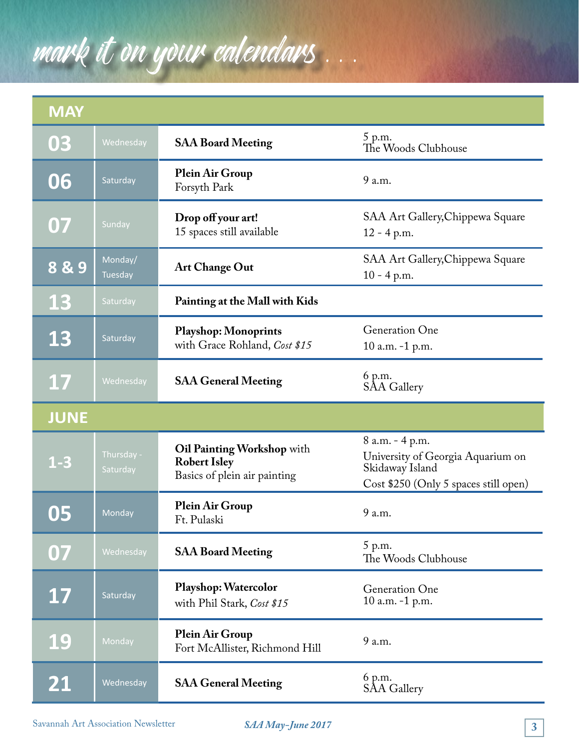# mark it on your calendars . . .

| MAY | | | |
|---|---|---|---|
| 03 | Wednesday | **SAA Board Meeting** | 5 p.m.<br>The Woods Clubhouse |
| 06 | Saturday | **Plein Air Group**<br>Forsyth Park | 9 a.m. |
| 07 | Sunday | **Drop off your art!**<br>15 spaces still available | SAA Art Gallery,Chippewa Square<br>12 - 4 p.m. |
| 8 & 9 | Monday/ Tuesday | **Art Change Out** | SAA Art Gallery,Chippewa Square<br>10 - 4 p.m. |
| 13 | Saturday | **Painting at the Mall with Kids** | |
| 13 | Saturday | **Playshop: Monoprints**<br>with Grace Rohland, *Cost $15* | Generation One<br>10 a.m. -1 p.m. |
| 17 | Wednesday | **SAA General Meeting** | 6 p.m.<br>SAA Gallery |
| **JUNE** | | | |
| 1-3 | Thursday - Saturday | **Oil Painting Workshop** with **Robert Isley**<br>Basics of plein air painting | 8 a.m. - 4 p.m.<br>University of Georgia Aquarium on Skidaway Island<br>Cost $250 (Only 5 spaces still open) |
| 05 | Monday | **Plein Air Group**<br>Ft. Pulaski | 9 a.m. |
| 07 | Wednesday | **SAA Board Meeting** | 5 p.m.<br>The Woods Clubhouse |
| 17 | Saturday | **Playshop: Watercolor**<br>with Phil Stark, *Cost $15* | Generation One<br>10 a.m. -1 p.m. |
| 19 | Monday | **Plein Air Group**<br>Fort McAllister, Richmond Hill | 9 a.m. |
| 21 | Wednesday | **SAA General Meeting** | 6 p.m.<br>SAA Gallery |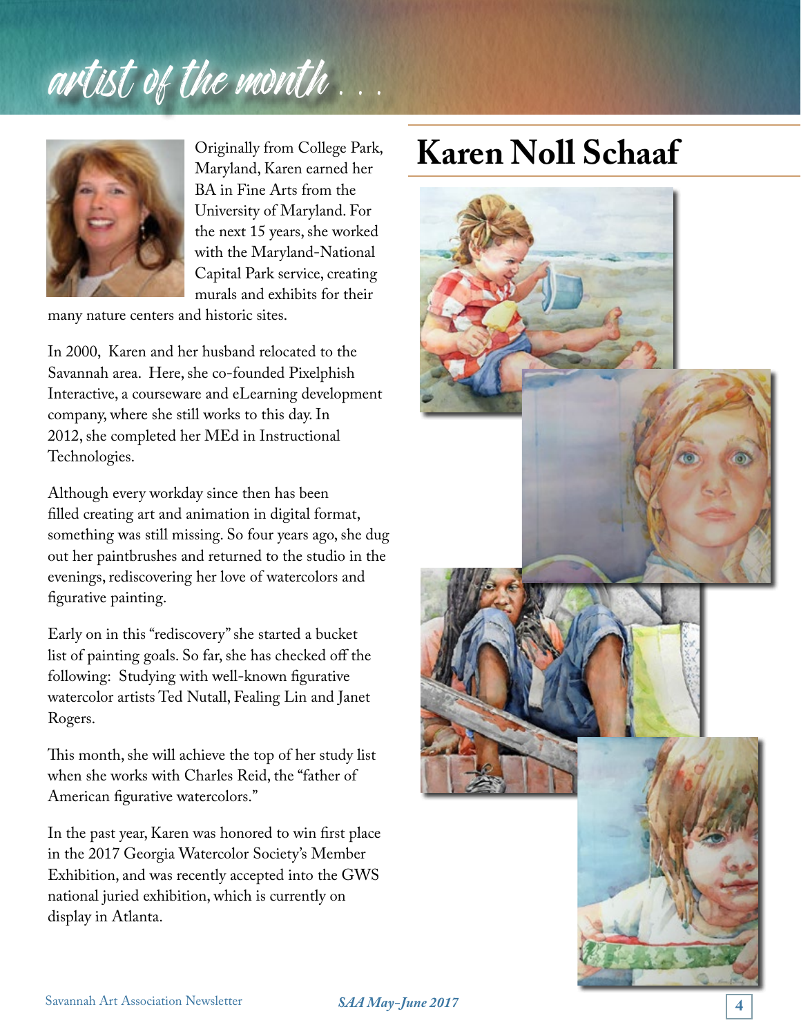# artist of the month . . .

## Karen Noll Schaaf

Originally from College Park, Maryland, Karen earned her BA in Fine Arts from the University of Maryland. For the next 15 years, she worked with the Maryland-National Capital Park service, creating murals and exhibits for their many nature centers and historic sites.

In 2000, Karen and her husband relocated to the Savannah area. Here, she co-founded Pixelphish Interactive, a courseware and eLearning development company, where she still works to this day. In 2012, she completed her MEd in Instructional Technologies.

Although every workday since then has been filled creating art and animation in digital format, something was still missing. So four years ago, she dug out her paintbrushes and returned to the studio in the evenings, rediscovering her love of watercolors and figurative painting.

Early on in this "rediscovery" she started a bucket list of painting goals. So far, she has checked off the following: Studying with well-known figurative watercolor artists Ted Nutall, Fealing Lin and Janet Rogers.

This month, she will achieve the top of her study list when she works with Charles Reid, the "father of American figurative watercolors."

In the past year, Karen was honored to win first place in the 2017 Georgia Watercolor Society's Member Exhibition, and was recently accepted into the GWS national juried exhibition, which is currently on display in Atlanta.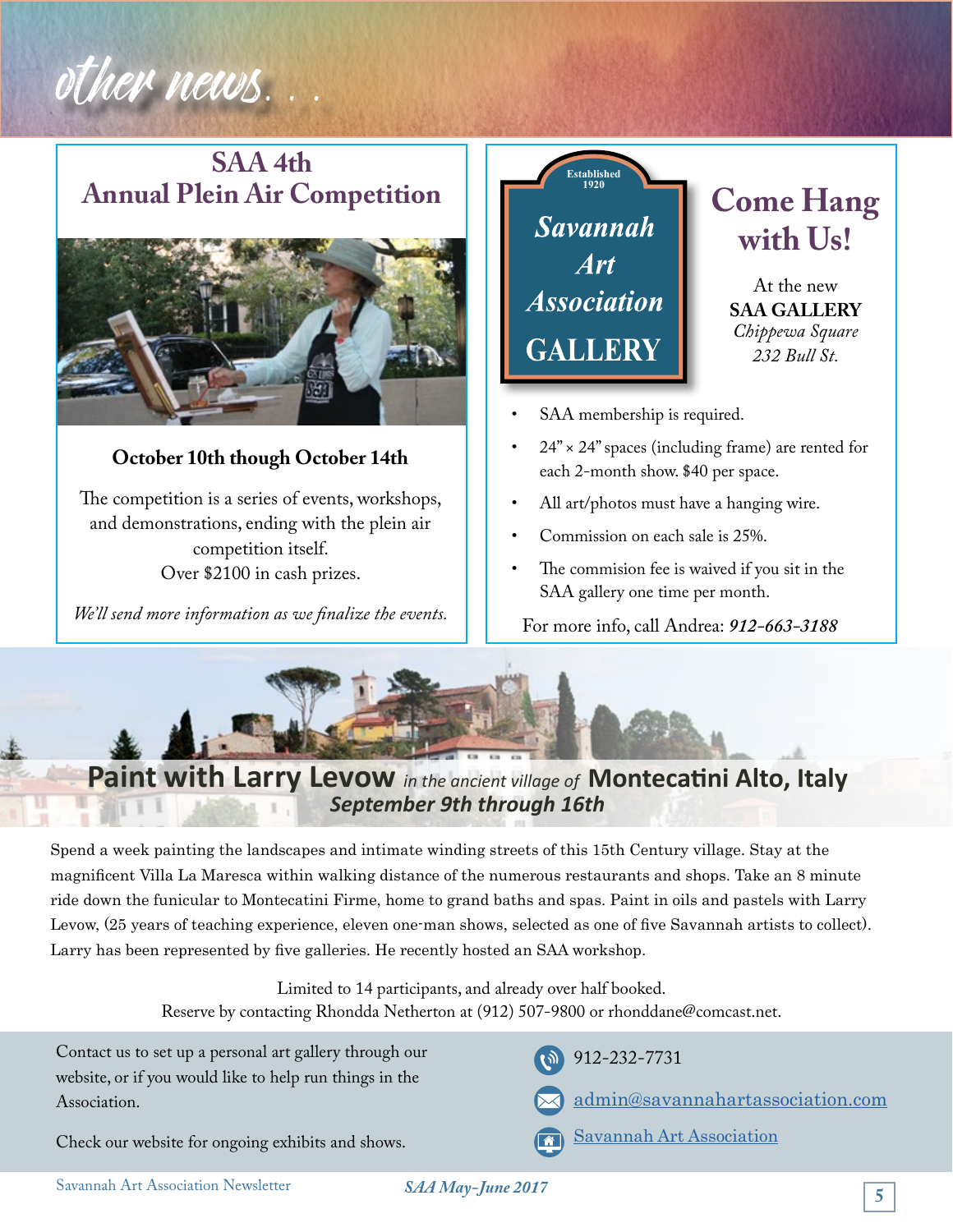# other news. . .

## SAA 4th Annual Plein Air Competition

**October 10th though October 14th**

The competition is a series of events, workshops, and demonstrations, ending with the plein air competition itself.
Over $2100 in cash prizes.

*We'll send more information as we finalize the events.*

Established 1920

*Savannah Art Association*

GALLERY

## Come Hang with Us!

At the new
**SAA GALLERY**
*Chippewa Square*
*232 Bull St.*

- SAA membership is required.
- 24" × 24" spaces (including frame) are rented for each 2-month show. $40 per space.
- All art/photos must have a hanging wire.
- Commission on each sale is 25%.
- The commision fee is waived if you sit in the SAA gallery one time per month.

For more info, call Andrea: ***912-663-3188***

## Paint with Larry Levow *in the ancient village of* Montecatini Alto, Italy

***September 9th through 16th***

Spend a week painting the landscapes and intimate winding streets of this 15th Century village. Stay at the magnificent Villa La Maresca within walking distance of the numerous restaurants and shops. Take an 8 minute ride down the funicular to Montecatini Firme, home to grand baths and spas. Paint in oils and pastels with Larry Levow, (25 years of teaching experience, eleven one-man shows, selected as one of five Savannah artists to collect). Larry has been represented by five galleries. He recently hosted an SAA workshop.

Limited to 14 participants, and already over half booked.
Reserve by contacting Rhondda Netherton at (912) 507-9800 or rhonddane@comcast.net.

Contact us to set up a personal art gallery through our website, or if you would like to help run things in the Association.

Check our website for ongoing exhibits and shows.

912-232-7731

admin@savannahartassociation.com

Savannah Art Association